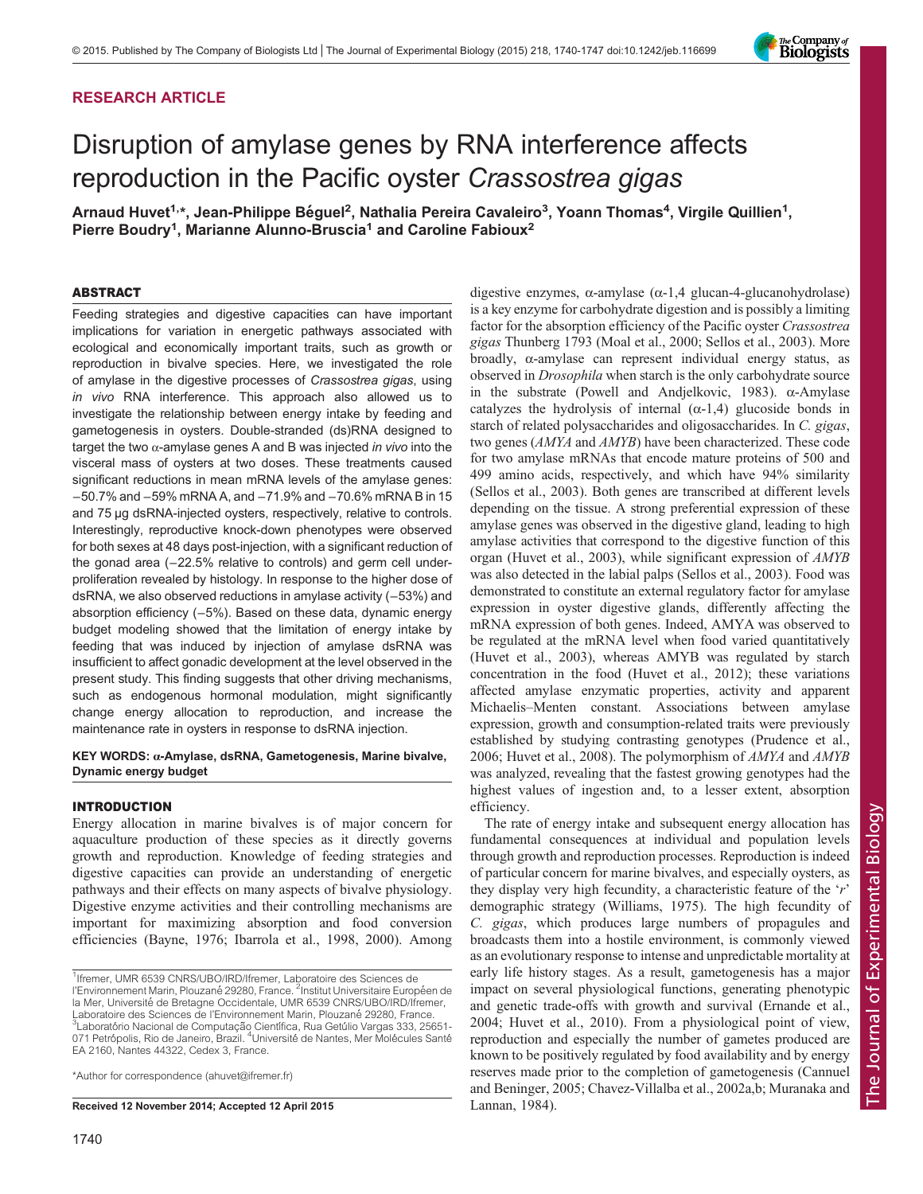**RESEARCH ARTICLE**

# Disruption of amylase genes by RNA interference affects reproduction in the Pacific oyster *Crassostrea gigas*

**Arnaud Huvet[1,*], Jean-Philippe Béguel[2], Nathalia Pereira Cavaleiro[3], Yoann Thomas[4], Virgile Quillien[1], Pierre Boudry[1], Marianne Alunno-Bruscia[1] and Caroline Fabioux[2]**

## ABSTRACT

Feeding strategies and digestive capacities can have important implications for variation in energetic pathways associated with ecological and economically important traits, such as growth or reproduction in bivalve species. Here, we investigated the role of amylase in the digestive processes of *Crassostrea gigas*, using *in vivo* RNA interference. This approach also allowed us to investigate the relationship between energy intake by feeding and gametogenesis in oysters. Double-stranded (ds)RNA designed to target the two α-amylase genes A and B was injected *in vivo* into the visceral mass of oysters at two doses. These treatments caused significant reductions in mean mRNA levels of the amylase genes: −50.7% and −59% mRNA A, and −71.9% and −70.6% mRNA B in 15 and 75 µg dsRNA-injected oysters, respectively, relative to controls. Interestingly, reproductive knock-down phenotypes were observed for both sexes at 48 days post-injection, with a significant reduction of the gonad area (−22.5% relative to controls) and germ cell under-proliferation revealed by histology. In response to the higher dose of dsRNA, we also observed reductions in amylase activity (−53%) and absorption efficiency (−5%). Based on these data, dynamic energy budget modeling showed that the limitation of energy intake by feeding that was induced by injection of amylase dsRNA was insufficient to affect gonadic development at the level observed in the present study. This finding suggests that other driving mechanisms, such as endogenous hormonal modulation, might significantly change energy allocation to reproduction, and increase the maintenance rate in oysters in response to dsRNA injection.

**KEY WORDS:** α-Amylase, dsRNA, Gametogenesis, Marine bivalve, Dynamic energy budget

## INTRODUCTION

Energy allocation in marine bivalves is of major concern for aquaculture production of these species as it directly governs growth and reproduction. Knowledge of feeding strategies and digestive capacities can provide an understanding of energetic pathways and their effects on many aspects of bivalve physiology. Digestive enzyme activities and their controlling mechanisms are important for maximizing absorption and food conversion efficiencies (Bayne, 1976; Ibarrola et al., 1998, 2000). Among digestive enzymes, α-amylase (α-1,4 glucan-4-glucanohydrolase) is a key enzyme for carbohydrate digestion and is possibly a limiting factor for the absorption efficiency of the Pacific oyster *Crassostrea gigas* Thunberg 1793 (Moal et al., 2000; Sellos et al., 2003). More broadly, α-amylase can represent individual energy status, as observed in *Drosophila* when starch is the only carbohydrate source in the substrate (Powell and Andjelkovic, 1983). α-Amylase catalyzes the hydrolysis of internal (α-1,4) glucoside bonds in starch of related polysaccharides and oligosaccharides. In *C. gigas*, two genes (*AMYA* and *AMYB*) have been characterized. These code for two amylase mRNAs that encode mature proteins of 500 and 499 amino acids, respectively, and which have 94% similarity (Sellos et al., 2003). Both genes are transcribed at different levels depending on the tissue. A strong preferential expression of these amylase genes was observed in the digestive gland, leading to high amylase activities that correspond to the digestive function of this organ (Huvet et al., 2003), while significant expression of *AMYB* was also detected in the labial palps (Sellos et al., 2003). Food was demonstrated to constitute an external regulatory factor for amylase expression in oyster digestive glands, differently affecting the mRNA expression of both genes. Indeed, AMYA was observed to be regulated at the mRNA level when food varied quantitatively (Huvet et al., 2003), whereas AMYB was regulated by starch concentration in the food (Huvet et al., 2012); these variations affected amylase enzymatic properties, activity and apparent Michaelis–Menten constant. Associations between amylase expression, growth and consumption-related traits were previously established by studying contrasting genotypes (Prudence et al., 2006; Huvet et al., 2008). The polymorphism of *AMYA* and *AMYB* was analyzed, revealing that the fastest growing genotypes had the highest values of ingestion and, to a lesser extent, absorption efficiency.

The rate of energy intake and subsequent energy allocation has fundamental consequences at individual and population levels through growth and reproduction processes. Reproduction is indeed of particular concern for marine bivalves, and especially oysters, as they display very high fecundity, a characteristic feature of the '*r*' demographic strategy (Williams, 1975). The high fecundity of *C. gigas*, which produces large numbers of propagules and broadcasts them into a hostile environment, is commonly viewed as an evolutionary response to intense and unpredictable mortality at early life history stages. As a result, gametogenesis has a major impact on several physiological functions, generating phenotypic and genetic trade-offs with growth and survival (Ernande et al., 2004; Huvet et al., 2010). From a physiological point of view, reproduction and especially the number of gametes produced are known to be positively regulated by food availability and by energy reserves made prior to the completion of gametogenesis (Cannuel and Beninger, 2005; Chavez-Villalba et al., 2002a,b; Muranaka and Lannan, 1984).

[1]Ifremer, UMR 6539 CNRS/UBO/IRD/Ifremer, Laboratoire des Sciences de l'Environnement Marin, Plouzané 29280, France. [2]Institut Universitaire Européen de la Mer, Université de Bretagne Occidentale, UMR 6539 CNRS/UBO/IRD/Ifremer, Laboratoire des Sciences de l'Environnement Marin, Plouzané 29280, France. [3]Laboratório Nacional de Computação Científica, Rua Getúlio Vargas 333, 25651-071 Petrópolis, Rio de Janeiro, Brazil. [4]Université de Nantes, Mer Molécules Santé EA 2160, Nantes 44322, Cedex 3, France.

*Author for correspondence (ahuvet@ifremer.fr)

**Received 12 November 2014; Accepted 12 April 2015**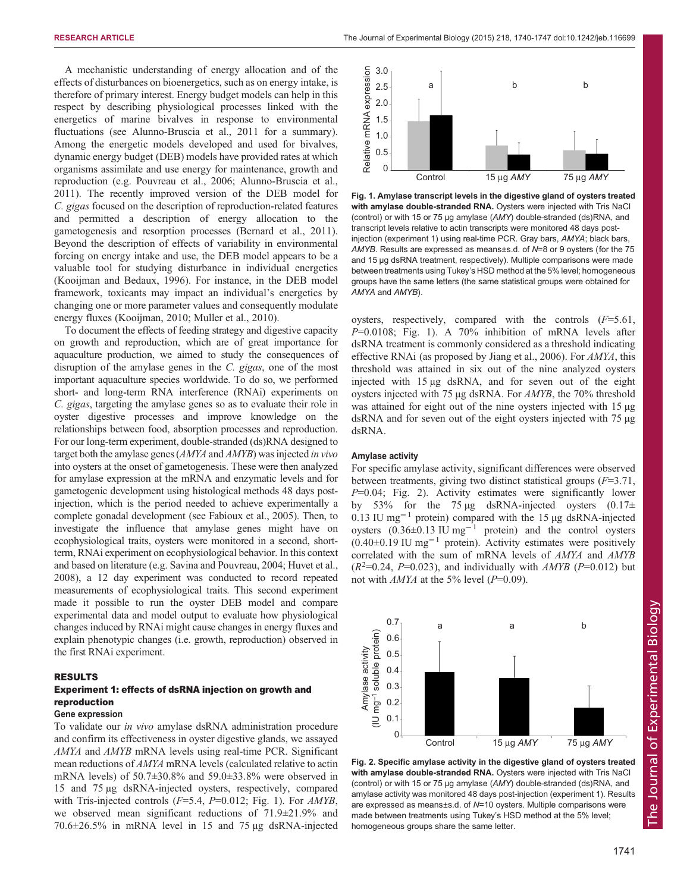A mechanistic understanding of energy allocation and of the effects of disturbances on bioenergetics, such as on energy intake, is therefore of primary interest. Energy budget models can help in this respect by describing physiological processes linked with the energetics of marine bivalves in response to environmental fluctuations (see Alunno-Bruscia et al., 2011 for a summary). Among the energetic models developed and used for bivalves, dynamic energy budget (DEB) models have provided rates at which organisms assimilate and use energy for maintenance, growth and reproduction (e.g. Pouvreau et al., 2006; Alunno-Bruscia et al., 2011). The recently improved version of the DEB model for *C. gigas* focused on the description of reproduction-related features and permitted a description of energy allocation to the gametogenesis and resorption processes (Bernard et al., 2011). Beyond the description of effects of variability in environmental forcing on energy intake and use, the DEB model appears to be a valuable tool for studying disturbance in individual energetics (Kooijman and Bedaux, 1996). For instance, in the DEB model framework, toxicants may impact an individual's energetics by changing one or more parameter values and consequently modulate energy fluxes (Kooijman, 2010; Muller et al., 2010).

To document the effects of feeding strategy and digestive capacity on growth and reproduction, which are of great importance for aquaculture production, we aimed to study the consequences of disruption of the amylase genes in the *C. gigas*, one of the most important aquaculture species worldwide. To do so, we performed short- and long-term RNA interference (RNAi) experiments on *C. gigas*, targeting the amylase genes so as to evaluate their role in oyster digestive processes and improve knowledge on the relationships between food, absorption processes and reproduction. For our long-term experiment, double-stranded (ds)RNA designed to target both the amylase genes (*AMYA* and *AMYB*) was injected *in vivo* into oysters at the onset of gametogenesis. These were then analyzed for amylase expression at the mRNA and enzymatic levels and for gametogenic development using histological methods 48 days post-injection, which is the period needed to achieve experimentally a complete gonadal development (see Fabioux et al., 2005). Then, to investigate the influence that amylase genes might have on ecophysiological traits, oysters were monitored in a second, short-term, RNAi experiment on ecophysiological behavior. In this context and based on literature (e.g. Savina and Pouvreau, 2004; Huvet et al., 2008), a 12 day experiment was conducted to record repeated measurements of ecophysiological traits. This second experiment made it possible to run the oyster DEB model and compare experimental data and model output to evaluate how physiological changes induced by RNAi might cause changes in energy fluxes and explain phenotypic changes (i.e. growth, reproduction) observed in the first RNAi experiment.

## RESULTS

### Experiment 1: effects of dsRNA injection on growth and reproduction

#### Gene expression

To validate our *in vivo* amylase dsRNA administration procedure and confirm its effectiveness in oyster digestive glands, we assayed *AMYA* and *AMYB* mRNA levels using real-time PCR. Significant mean reductions of *AMYA* mRNA levels (calculated relative to actin mRNA levels) of 50.7±30.8% and 59.0±33.8% were observed in 15 and 75 µg dsRNA-injected oysters, respectively, compared with Tris-injected controls ($F$=5.4, $P$=0.012; Fig. 1). For *AMYB*, we observed mean significant reductions of 71.9±21.9% and 70.6±26.5% in mRNA level in 15 and 75 µg dsRNA-injected oysters, respectively, compared with the controls ($F$=5.61, $P$=0.0108; Fig. 1). A 70% inhibition of mRNA levels after dsRNA treatment is commonly considered as a threshold indicating effective RNAi (as proposed by Jiang et al., 2006). For *AMYA*, this threshold was attained in six out of the nine amylase injected oysters injected with 15 µg dsRNA, and for seven out of the eight oysters injected with 75 µg dsRNA. For *AMYB*, the 70% threshold was attained for eight out of the nine oysters injected with 15 µg dsRNA and for seven out of the eight oysters injected with 75 µg dsRNA.

**Fig. 1. Amylase transcript levels in the digestive gland of oysters treated with amylase double-stranded RNA.** Oysters were injected with Tris NaCl (control) or with 15 or 75 µg amylase (*AMY*) double-stranded (ds)RNA, and transcript levels relative to actin transcripts were monitored 48 days post-injection (experiment 1) using real-time PCR. Gray bars, *AMYA*; black bars, *AMYB*. Results are expressed as means±s.d. of $N$=8 or 9 oysters (for the 75 and 15 µg dsRNA treatment, respectively). Multiple comparisons were made between treatments using Tukey's HSD method at the 5% level; homogeneous groups have the same letters (the same statistical groups were obtained for *AMYA* and *AMYB*).

#### Amylase activity

For specific amylase activity, significant differences were observed between treatments, giving two distinct statistical groups ($F$=3.71, $P$=0.04; Fig. 2). Activity estimates were significantly lower by 53% for the 75 µg dsRNA-injected oysters (0.17±0.13 IU mg$^{-1}$ protein) compared with the 15 µg dsRNA-injected oysters (0.36±0.13 IU mg$^{-1}$ protein) and the control oysters (0.40±0.19 IU mg$^{-1}$ protein). Activity estimates were positively correlated with the sum of mRNA levels of *AMYA* and *AMYB* ($R^2$=0.24, $P$=0.023), and individually with *AMYB* ($P$=0.012) but not with *AMYA* at the 5% level ($P$=0.09).

**Fig. 2. Specific amylase activity in the digestive gland of oysters treated with amylase double-stranded RNA.** Oysters were injected with Tris NaCl (control) or with 15 or 75 µg amylase (*AMY*) double-stranded (ds)RNA, and amylase activity was monitored 48 days post-injection (experiment 1). Results are expressed as means±s.d. of $N$=10 oysters. Multiple comparisons were made between treatments using Tukey's HSD method at the 5% level; homogeneous groups share the same letter.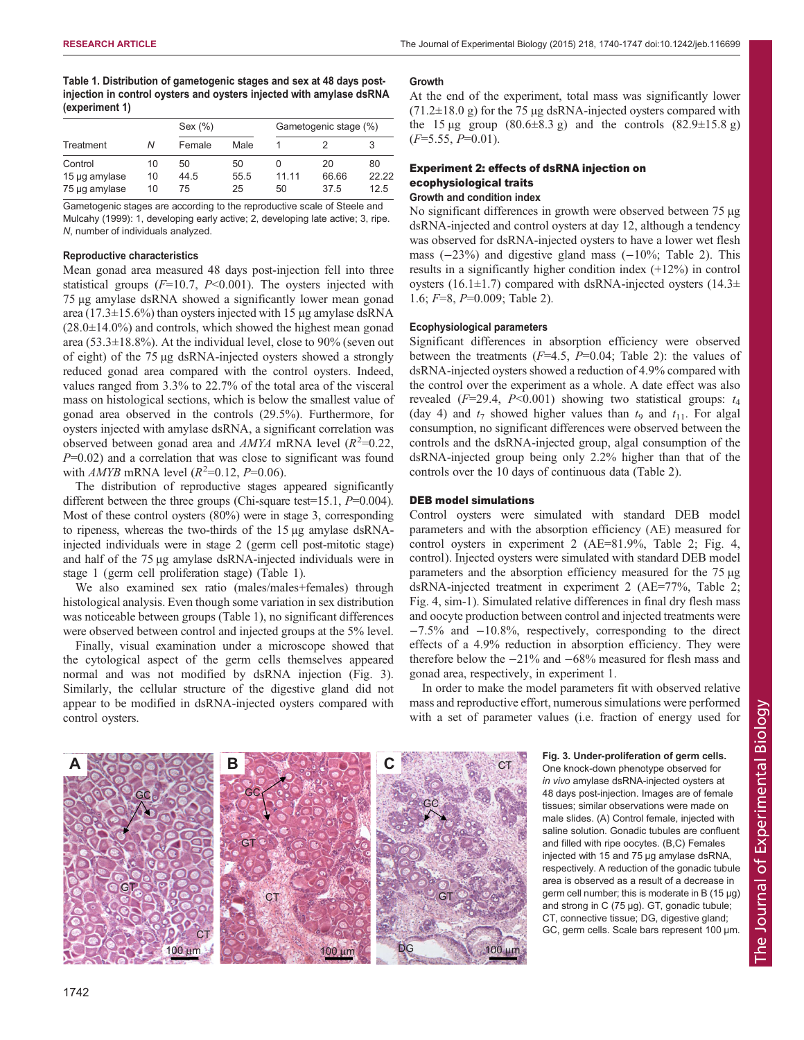**Table 1. Distribution of gametogenic stages and sex at 48 days post-injection in control oysters and oysters injected with amylase dsRNA (experiment 1)**

| Treatment | N | Sex (%) | | Gametogenic stage (%) | | |
|---|---|---|---|---|---|---|
| | | Female | Male | 1 | 2 | 3 |
| Control | 10 | 50 | 50 | 0 | 20 | 80 |
| 15 µg amylase | 10 | 44.5 | 55.5 | 11.11 | 66.66 | 22.22 |
| 75 µg amylase | 10 | 75 | 25 | 50 | 37.5 | 12.5 |

Gametogenic stages are according to the reproductive scale of Steele and Mulcahy (1999): 1, developing early active; 2, developing late active; 3, ripe. N, number of individuals analyzed.

### Reproductive characteristics

Mean gonad area measured 48 days post-injection fell into three statistical groups ($F$=10.7, $P$<0.001). The oysters injected with 75 µg amylase dsRNA showed a significantly lower mean gonad area (17.3±15.6%) than oysters injected with 15 µg amylase dsRNA (28.0±14.0%) and controls, which showed the highest mean gonad area (53.3±18.8%). At the individual level, close to 90% (seven out of eight) of the 75 µg dsRNA-injected oysters showed a strongly reduced gonad area compared with the control oysters. Indeed, values ranged from 3.3% to 22.7% of the total area of the visceral mass on histological sections, which is below the smallest value of gonad area observed in the controls (29.5%). Furthermore, for oysters injected with amylase dsRNA, a significant correlation was observed between gonad area and *AMYA* mRNA level ($R^2$=0.22, $P$=0.02) and a correlation that was close to significant was found with *AMYB* mRNA level ($R^2$=0.12, $P$=0.06).

The distribution of reproductive stages appeared significantly different between the three groups (Chi-square test=15.1, $P$=0.004). Most of these control oysters (80%) were in stage 3, corresponding to ripeness, whereas the two-thirds of the 15 µg amylase dsRNA-injected individuals were in stage 2 (germ cell post-mitotic stage) and half of the 75 µg amylase dsRNA-injected individuals were in stage 1 (germ cell proliferation stage) (Table 1).

We also examined sex ratio (males/males+females) through histological analysis. Even though some variation in sex distribution was noticeable between groups (Table 1), no significant differences were observed between control and injected groups at the 5% level.

Finally, visual examination under a microscope showed that the cytological aspect of the germ cells themselves appeared normal and was not modified by dsRNA injection (Fig. 3). Similarly, the cellular structure of the digestive gland did not appear to be modified in dsRNA-injected oysters compared with control oysters.

### Growth

At the end of the experiment, total mass was significantly lower (71.2±18.0 g) for the 75 µg dsRNA-injected oysters compared with the 15 µg group (80.6±8.3 g) and the controls (82.9±15.8 g) ($F$=5.55, $P$=0.01).

## Experiment 2: effects of dsRNA injection on ecophysiological traits

### Growth and condition index

No significant differences in growth were observed between 75 µg dsRNA-injected and control oysters at day 12, although a tendency was observed for dsRNA-injected oysters to have a lower wet flesh mass (−23%) and digestive gland mass (−10%; Table 2). This results in a significantly higher condition index (+12%) in control oysters (16.1±1.7) compared with dsRNA-injected oysters (14.3±1.6; $F$=8, $P$=0.009; Table 2).

### Ecophysiological parameters

Significant differences in absorption efficiency were observed between the treatments ($F$=4.5, $P$=0.04; Table 2): the values of dsRNA-injected oysters showed a reduction of 4.9% compared with the control over the experiment as a whole. A date effect was also revealed ($F$=29.4, $P$<0.001) showing two statistical groups: $t_4$ (day 4) and $t_7$ showed higher values than $t_9$ and $t_{11}$. For algal consumption, no significant differences were observed between the controls and the dsRNA-injected group, algal consumption of the dsRNA-injected group being only 2.2% higher than that of the controls over the 10 days of continuous data (Table 2).

## DEB model simulations

Control oysters were simulated with standard DEB model parameters and with the absorption efficiency (AE) measured for control oysters in experiment 2 (AE=81.9%, Table 2; Fig. 4, control). Injected oysters were simulated with standard DEB model parameters and the absorption efficiency measured for the 75 µg dsRNA-injected treatment in experiment 2 (AE=77%, Table 2; Fig. 4, sim-1). Simulated relative differences in final dry flesh mass and oocyte production between control and injected treatments were −7.5% and −10.8%, respectively, corresponding to the direct effects of a 4.9% reduction in absorption efficiency. They were therefore below the −21% and −68% measured for flesh mass and gonad area, respectively, in experiment 1.

In order to make the model parameters fit with observed relative mass and reproductive effort, numerous simulations were performed with a set of parameter values (i.e. fraction of energy used for

**Fig. 3. Under-proliferation of germ cells.** One knock-down phenotype observed for *in vivo* amylase dsRNA-injected oysters at 48 days post-injection. Images are of female tissues; similar observations were made on male slides. (A) Control female, injected with saline solution. Gonadic tubules are confluent and filled with ripe oocytes. (B,C) Females injected with 15 and 75 µg amylase dsRNA, respectively. A reduction of the gonadic tubule area is observed as a result of a decrease in germ cell number; this is moderate in B (15 µg) and strong in C (75 µg). GT, gonadic tubule; CT, connective tissue; DG, digestive gland; GC, germ cells. Scale bars represent 100 µm.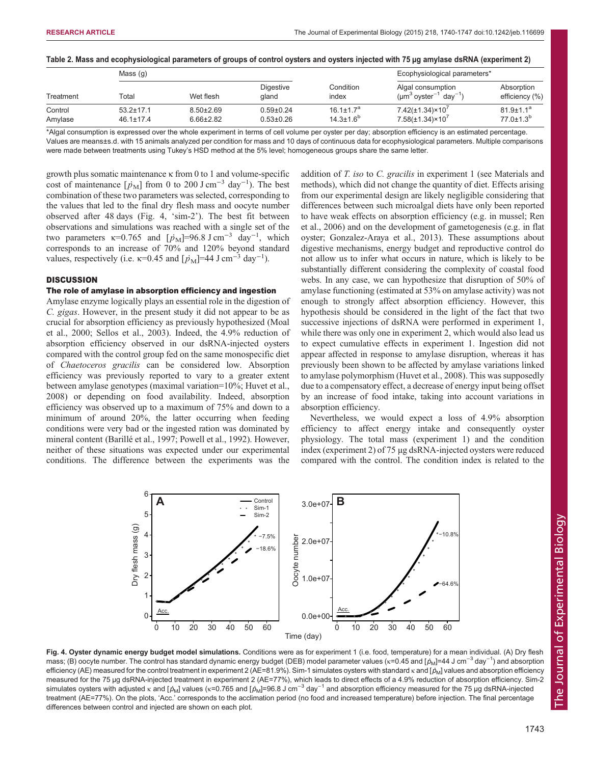**Table 2. Mass and ecophysiological parameters of groups of control oysters and oysters injected with 75 µg amylase dsRNA (experiment 2)**

| | Mass (g) | | | | Ecophysiological parameters* | |
|---|---|---|---|---|---|---|
| Treatment | Total | Wet flesh | Digestive gland | Condition index | Algal consumption ($\mu m^3$ oyster$^{-1}$ day$^{-1}$) | Absorption efficiency (%) |
| Control | 53.2±17.1 | 8.50±2.69 | 0.59±0.24 | 16.1±1.7[a] | 7.42(±1.34)×10[7] | 81.9±1.1[a] |
| Amylase | 46.1±17.4 | 6.66±2.82 | 0.53±0.26 | 14.3±1.6[b] | 7.58(±1.34)×10[7] | 77.0±1.3[b] |

*Algal consumption is expressed over the whole experiment in terms of cell volume per oyster per day; absorption efficiency is an estimated percentage. Values are means±s.d. with 15 animals analyzed per condition for mass and 10 days of continuous data for ecophysiological parameters. Multiple comparisons were made between treatments using Tukey's HSD method at the 5% level; homogeneous groups share the same letter.

growth plus somatic maintenance κ from 0 to 1 and volume-specific cost of maintenance $[\dot{p}_M]$ from 0 to 200 J cm$^{-3}$ day$^{-1}$). The best combination of these two parameters was selected, corresponding to the values that led to the final dry flesh mass and oocyte number observed after 48 days (Fig. 4, 'sim-2'). The best fit between observations and simulations was reached with a single set of the two parameters κ=0.765 and $[\dot{p}_M]$=96.8 J cm$^{-3}$ day$^{-1}$, which corresponds to an increase of 70% and 120% beyond standard values, respectively (i.e. κ=0.45 and $[\dot{p}_M]$=44 J cm$^{-3}$ day$^{-1}$).

## DISCUSSION

### The role of amylase in absorption efficiency and ingestion

Amylase enzyme logically plays an essential role in the digestion of *C. gigas*. However, in the present study it did not appear to be as crucial for absorption efficiency as previously hypothesized (Moal et al., 2000; Sellos et al., 2003). Indeed, the 4.9% reduction of absorption efficiency observed in our dsRNA-injected oysters compared with the control group fed on the same monospecific diet of *Chaetoceros gracilis* can be considered low. Absorption efficiency was previously reported to vary to a greater extent between amylase genotypes (maximal variation=10%; Huvet et al., 2008) or depending on food availability. Indeed, absorption efficiency was observed up to a maximum of 75% and down to a minimum of around 20%, the latter occurring when feeding conditions were very bad or the ingested ration was dominated by mineral content (Barillé et al., 1997; Powell et al., 1992). However, neither of these situations was expected under our experimental conditions. The difference between the experiments was the addition of *T. iso* to *C. gracilis* in experiment 1 (see Materials and methods), which did not change the quantity of diet. Effects arising from our experimental design are likely negligible considering that differences between such microalgal diets have only been reported to have weak effects on absorption efficiency (e.g. in mussel; Ren et al., 2006) and on the development of gametogenesis (e.g. in flat oyster; Gonzalez-Araya et al., 2013). These assumptions about digestive mechanisms, energy budget and reproductive control do not allow us to infer what occurs in nature, which is likely to be substantially different considering the complexity of coastal food webs. In any case, we can hypothesize that disruption of 50% of amylase functioning (estimated at 53% on amylase activity) was not enough to strongly affect absorption efficiency. However, this hypothesis should be considered in the light of the fact that two successive injections of dsRNA were performed in experiment 1, while there was only one in experiment 2, which would also lead us to expect cumulative effects in experiment 1. Ingestion did not appear affected in response to amylase disruption, whereas it has previously been shown to be affected by amylase variations linked to amylase polymorphism (Huvet et al., 2008). This was supposedly due to a compensatory effect, a decrease of energy input being offset by an increase of food intake, taking into account variations in absorption efficiency.

Nevertheless, we would expect a loss of 4.9% absorption efficiency to affect energy intake and consequently oyster physiology. The total mass (experiment 1) and the condition index (experiment 2) of 75 µg dsRNA-injected oysters were reduced compared with the control. The condition index is related to the

**Fig. 4. Oyster dynamic energy budget model simulations.** Conditions were as for experiment 1 (i.e. food, temperature) for a mean individual. (A) Dry flesh mass; (B) oocyte number. The control has standard dynamic energy budget (DEB) model parameter values (κ=0.45 and $[\dot{p}_M]$=44 J cm$^{-3}$ day$^{-1}$) and absorption efficiency (AE) measured for the control treatment in experiment 2 (AE=81.9%). Sim-1 simulates oysters with standard κ and $[\dot{p}_M]$ values and absorption efficiency measured for the 75 µg dsRNA-injected treatment in experiment 2 (AE=77%), which leads to direct effects of a 4.9% reduction of absorption efficiency. Sim-2 simulates oysters with adjusted κ and $[\dot{p}_M]$ values (κ=0.765 and $[\dot{p}_M]$=96.8 J cm$^{-3}$ day$^{-1}$ and absorption efficiency measured for the 75 µg dsRNA-injected treatment (AE=77%). On the plots, 'Acc.' corresponds to the acclimation period (no food and increased temperature) before injection. The final percentage differences between control and injected are shown on each plot.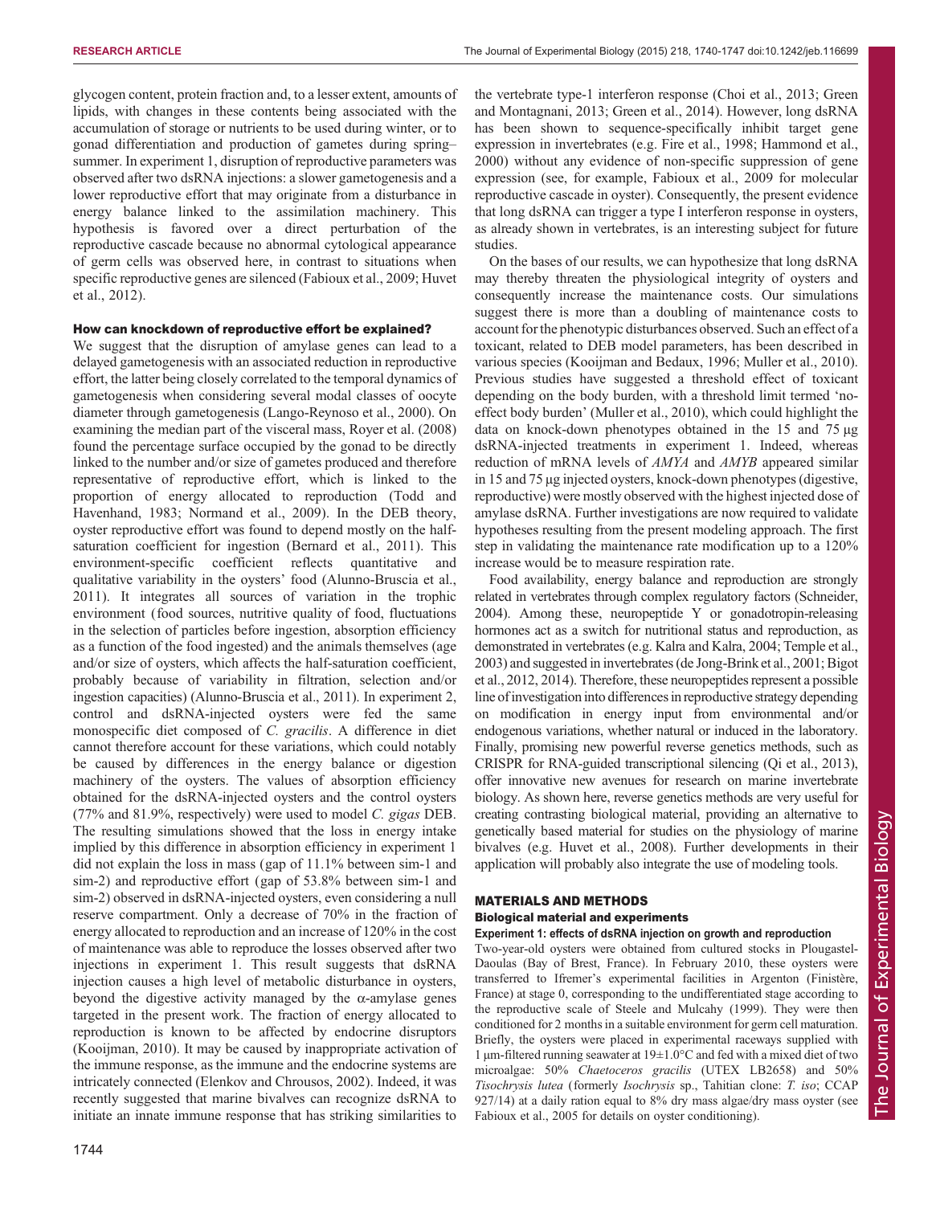glycogen content, protein fraction and, to a lesser extent, amounts of lipids, with changes in these contents being associated with the accumulation of storage or nutrients to be used during winter, or to gonad differentiation and production of gametes during spring–summer. In experiment 1, disruption of reproductive parameters was observed after two dsRNA injections: a slower gametogenesis and a lower reproductive effort that may originate from a disturbance in energy balance linked to the assimilation machinery. This hypothesis is favored over a direct perturbation of the reproductive cascade because no abnormal cytological appearance of germ cells was observed here, in contrast to situations when specific reproductive genes are silenced (Fabioux et al., 2009; Huvet et al., 2012).

#### How can knockdown of reproductive effort be explained?

We suggest that the disruption of amylase genes can lead to a delayed gametogenesis with an associated reduction in reproductive effort, the latter being closely correlated to the temporal dynamics of gametogenesis when considering several modal classes of oocyte diameter through gametogenesis (Lango-Reynoso et al., 2000). On examining the median part of the visceral mass, Royer et al. (2008) found the percentage surface occupied by the gonad to be directly linked to the number and/or size of gametes produced and therefore representative of reproductive effort, which is linked to the proportion of energy allocated to reproduction (Todd and Havenhand, 1983; Normand et al., 2009). In the DEB theory, oyster reproductive effort was found to depend mostly on the half-saturation coefficient for ingestion (Bernard et al., 2011). This environment-specific coefficient reflects quantitative and qualitative variability in the oysters' food (Alunno-Bruscia et al., 2011). It integrates all sources of variation in the trophic environment (food sources, nutritive quality of food, fluctuations in the selection of particles before ingestion, absorption efficiency as a function of the food ingested) and the animals themselves (age and/or size of oysters, which affects the half-saturation coefficient, probably because of variability in filtration, selection and/or ingestion capacities) (Alunno-Bruscia et al., 2011). In experiment 2, control and dsRNA-injected oysters were fed the same monospecific diet composed of *C. gracilis*. A difference in diet cannot therefore account for these variations, which could notably be caused by differences in the energy balance or digestion machinery of the oysters. The values of absorption efficiency obtained for the dsRNA-injected oysters and the control oysters (77% and 81.9%, respectively) were used to model *C. gigas* DEB. The resulting simulations showed that the loss in energy intake implied by this difference in absorption efficiency in experiment 1 did not explain the loss in mass (gap of 11.1% between sim-1 and sim-2) and reproductive effort (gap of 53.8% between sim-1 and sim-2) observed in dsRNA-injected oysters, even considering a null reserve compartment. Only a decrease of 70% in the fraction of energy allocated to reproduction and an increase of 120% in the cost of maintenance was able to reproduce the losses observed after two injections in experiment 1. This result suggests that dsRNA injection causes a high level of metabolic disturbance in oysters, beyond the digestive activity managed by the α-amylase genes targeted in the present work. The fraction of energy allocated to reproduction is known to be affected by endocrine disruptors (Kooijman, 2010). It may be caused by inappropriate activation of the immune response, as the immune and the endocrine systems are intricately connected (Elenkov and Chrousos, 2002). Indeed, it was recently suggested that marine bivalves can recognize dsRNA to initiate an innate immune response that has striking similarities to the vertebrate type-1 interferon response (Choi et al., 2013; Green and Montagnani, 2013; Green et al., 2014). However, long dsRNA has been shown to sequence-specifically inhibit target gene expression in invertebrates (e.g. Fire et al., 1998; Hammond et al., 2000) without any evidence of non-specific suppression of gene expression (see, for example, Fabioux et al., 2009 for molecular reproductive cascade in oyster). Consequently, the present evidence that long dsRNA can trigger a type I interferon response in oysters, as already shown in vertebrates, is an interesting subject for future studies.

On the bases of our results, we can hypothesize that long dsRNA may thereby threaten the physiological integrity of oysters and consequently increase the maintenance costs. Our simulations suggest there is more than a doubling of maintenance costs to account for the phenotypic disturbances observed. Such an effect of a toxicant, related to DEB model parameters, has been described in various species (Kooijman and Bedaux, 1996; Muller et al., 2010). Previous studies have suggested a threshold effect of toxicant depending on the body burden, with a threshold limit termed 'no-effect body burden' (Muller et al., 2010), which could highlight the data on knock-down phenotypes obtained in the 15 and 75 μg dsRNA-injected treatments in experiment 1. Indeed, whereas reduction of mRNA levels of *AMYA* and *AMYB* appeared similar in 15 and 75 μg injected oysters, knock-down phenotypes (digestive, reproductive) were mostly observed with the highest injected dose of amylase dsRNA. Further investigations are now required to validate hypotheses resulting from the present modeling approach. The first step in validating the maintenance rate modification up to a 120% increase would be to measure respiration rate.

Food availability, energy balance and reproduction are strongly related in vertebrates through complex regulatory factors (Schneider, 2004). Among these, neuropeptide Y or gonadotropin-releasing hormones act as a switch for nutritional status and reproduction, as demonstrated in vertebrates (e.g. Kalra and Kalra, 2004; Temple et al., 2003) and suggested in invertebrates (de Jong-Brink et al., 2001; Bigot et al., 2012, 2014). Therefore, these neuropeptides represent a possible line of investigation into differences in reproductive strategy depending on modification in energy input from environmental and/or endogenous variations, whether natural or induced in the laboratory. Finally, promising new powerful reverse genetics methods, such as CRISPR for RNA-guided transcriptional silencing (Qi et al., 2013), offer innovative new avenues for research on marine invertebrate biology. As shown here, reverse genetics methods are very useful for creating contrasting biological material, providing an alternative to genetically based material for studies on the physiology of marine bivalves (e.g. Huvet et al., 2008). Further developments in their application will probably also integrate the use of modeling tools.

## MATERIALS AND METHODS

### Biological material and experiments

#### Experiment 1: effects of dsRNA injection on growth and reproduction

Two-year-old oysters were obtained from cultured stocks in Plougastel-Daoulas (Bay of Brest, France). In February 2010, these oysters were transferred to Ifremer's experimental facilities in Argenton (Finistère, France) at stage 0, corresponding to the undifferentiated stage according to the reproductive scale of Steele and Mulcahy (1999). They were then conditioned for 2 months in a suitable environment for germ cell maturation. Briefly, the oysters were placed in experimental raceways supplied with 1 μm-filtered running seawater at 19±1.0°C and fed with a mixed diet of two microalgae: 50% *Chaetoceros gracilis* (UTEX LB2658) and 50% *Tisochrysis lutea* (formerly *Isochrysis* sp., Tahitian clone: *T. iso*; CCAP 927/14) at a daily ration equal to 8% dry mass algae/dry mass oyster (see Fabioux et al., 2005 for details on oyster conditioning).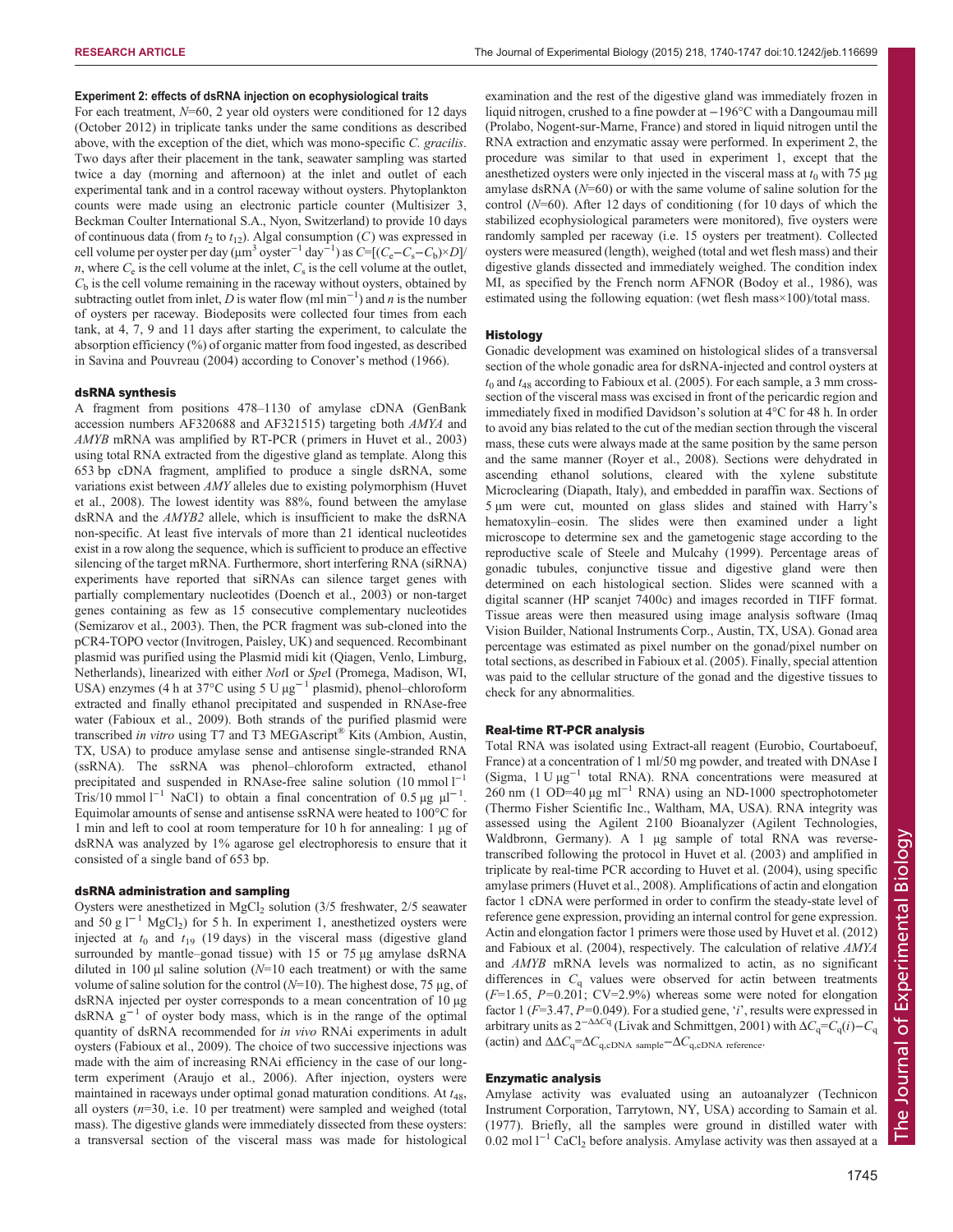#### Experiment 2: effects of dsRNA injection on ecophysiological traits

For each treatment, $N$=60, 2 year old oysters were conditioned for 12 days (October 2012) in triplicate tanks under the same conditions as described above, with the exception of the diet, which was mono-specific *C. gracilis*. Two days after their placement in the tank, seawater sampling was started twice a day (morning and afternoon) at the inlet and outlet of each experimental tank and in a control raceway without oysters. Phytoplankton counts were made using an electronic particle counter (Multisizer 3, Beckman Coulter International S.A., Nyon, Switzerland) to provide 10 days of continuous data (from $t_2$ to $t_{12}$). Algal consumption ($C$) was expressed in cell volume per oyster per day (µm$^3$ oyster$^{-1}$ day$^{-1}$) as $C=[(C_e-C_s-C_b)\times D]/n$, where $C_e$ is the cell volume at the inlet, $C_s$ is the cell volume at the outlet, $C_b$ is the cell volume remaining in the raceway without oysters, obtained by subtracting outlet from inlet, $D$ is water flow (ml min$^{-1}$) and $n$ is the number of oysters per raceway. Biodeposits were collected four times from each tank, at 4, 7, 9 and 11 days after starting the experiment, to calculate the absorption efficiency (%) of organic matter from food ingested, as described in Savina and Pouvreau (2004) according to Conover's method (1966).

### dsRNA synthesis

A fragment from positions 478–1130 of amylase cDNA (GenBank accession numbers AF320688 and AF321515) targeting both *AMYA* and *AMYB* mRNA was amplified by RT-PCR (primers in Huvet et al., 2003) using total RNA extracted from the digestive gland as template. Along this 653 bp cDNA fragment, amplified to produce a single dsRNA, some variations exist between *AMY* alleles due to existing polymorphism (Huvet et al., 2008). The lowest identity was 88%, found between the amylase dsRNA and the *AMYB2* allele, which is insufficient to make the dsRNA non-specific. At least five intervals of more than 21 identical nucleotides exist in a row along the sequence, which is sufficient to produce an effective silencing of the target mRNA. Furthermore, short interfering RNA (siRNA) experiments have reported that siRNAs can silence target genes with partially complementary nucleotides (Doench et al., 2003) or non-target genes containing as few as 15 consecutive complementary nucleotides (Semizarov et al., 2003). Then, the PCR fragment was sub-cloned into the pCR4-TOPO vector (Invitrogen, Paisley, UK) and sequenced. Recombinant plasmid was purified using the Plasmid midi kit (Qiagen, Venlo, Limburg, Netherlands), linearized with either *Not*I or *Spe*I (Promega, Madison, WI, USA) enzymes (4 h at 37°C using 5 U µg$^{-1}$ plasmid), phenol–chloroform extracted and finally ethanol precipitated and suspended in RNAse-free water (Fabioux et al., 2009). Both strands of the purified plasmid were transcribed *in vitro* using T7 and T3 MEGAscript® Kits (Ambion, Austin, TX, USA) to produce amylase sense and antisense single-stranded RNA (ssRNA). The ssRNA was phenol–chloroform extracted, ethanol precipitated and suspended in RNAse-free saline solution (10 mmol l$^{-1}$ Tris/10 mmol l$^{-1}$ NaCl) to obtain a final concentration of 0.5 µg µl$^{-1}$. Equimolar amounts of sense and antisense ssRNA were heated to 100°C for 1 min and left to cool at room temperature for 10 h for annealing: 1 µg of dsRNA was analyzed by 1% agarose gel electrophoresis to ensure that it consisted of a single band of 653 bp.

### dsRNA administration and sampling

Oysters were anesthetized in $MgCl_2$ solution (3/5 freshwater, 2/5 seawater and 50 g l$^{-1}$ $MgCl_2$) for 5 h. In experiment 1, anesthetized oysters were injected at $t_0$ and $t_{19}$ (19 days) in the visceral mass (digestive gland surrounded by mantle–gonad tissue) with 15 or 75 µg amylase dsRNA diluted in 100 µl saline solution ($N$=10 each treatment) or with the same volume of saline solution for the control ($N$=10). The highest dose, 75 µg, of dsRNA injected per oyster corresponds to a mean concentration of 10 µg dsRNA g$^{-1}$ of oyster body mass, which is in the range of the optimal quantity of dsRNA recommended for *in vivo* RNAi experiments in adult oysters (Fabioux et al., 2009). The choice of two successive injections was made with the aim of increasing RNAi efficiency in the case of our long-term experiment (Araujo et al., 2006). After injection, oysters were maintained in raceways under optimal gonad maturation conditions. At $t_{48}$, all oysters ($n$=30, i.e. 10 per treatment) were sampled and weighed (total mass). The digestive glands were immediately dissected from these oysters: a transversal section of the visceral mass was made for histological examination and the rest of the digestive gland was immediately frozen in liquid nitrogen, crushed to a fine powder at −196°C with a Dangoumau mill (Prolabo, Nogent-sur-Marne, France) and stored in liquid nitrogen until the RNA extraction and enzymatic assay were performed. In experiment 2, the procedure was similar to that used in experiment 1, except that the anesthetized oysters were only injected in the visceral mass at $t_0$ with 75 µg amylase dsRNA ($N$=60) or with the same volume of saline solution for the control ($N$=60). After 12 days of conditioning (for 10 days of which the stabilized ecophysiological parameters were monitored), five oysters were randomly sampled per raceway (i.e. 15 oysters per treatment). Collected oysters were measured (length), weighed (total and wet flesh mass) and their digestive glands dissected and immediately weighed. The condition index MI, as specified by the French norm AFNOR (Bodoy et al., 1986), was estimated using the following equation: (wet flesh mass×100)/total mass.

### Histology

Gonadic development was examined on histological slides of a transversal section of the whole gonadic area for dsRNA-injected and control oysters at $t_0$ and $t_{48}$ according to Fabioux et al. (2005). For each sample, a 3 mm cross-section of the visceral mass was excised in front of the pericardic region and immediately fixed in modified Davidson's solution at 4°C for 48 h. In order to avoid any bias related to the cut of the median section through the visceral mass, these cuts were always made at the same position by the same person and the same manner (Royer et al., 2008). Sections were dehydrated in ascending ethanol solutions, cleared with the xylene substitute Microclearing (Diapath, Italy), and embedded in paraffin wax. Sections of 5 µm were cut, mounted on glass slides and stained with Harry's hematoxylin–eosin. The slides were then examined under a light microscope to determine sex and the gametogenic stage according to the reproductive scale of Steele and Mulcahy (1999). Percentage areas of gonadic tubules, conjunctive tissue and digestive gland were then determined on each histological section. Slides were scanned with a digital scanner (HP scanjet 7400c) and images recorded in TIFF format. Tissue areas were then measured using image analysis software (Imaq Vision Builder, National Instruments Corp., Austin, TX, USA). Gonad area percentage was estimated as pixel number on the gonad/pixel number on total sections, as described in Fabioux et al. (2005). Finally, special attention was paid to the cellular structure of the gonad and the digestive tissues to check for any abnormalities.

### Real-time RT-PCR analysis

Total RNA was isolated using Extract-all reagent (Eurobio, Courtaboeuf, France) at a concentration of 1 ml/50 mg powder, and treated with DNAse I (Sigma, 1 U µg$^{-1}$ total RNA). RNA concentrations were measured at 260 nm (1 OD=40 µg ml$^{-1}$ RNA) using an ND-1000 spectrophotometer (Thermo Fisher Scientific Inc., Waltham, MA, USA). RNA integrity was assessed using the Agilent 2100 Bioanalyzer (Agilent Technologies, Waldbronn, Germany). A 1 µg sample of total RNA was reverse-transcribed following the protocol in Huvet et al. (2003) and amplified in triplicate by real-time PCR according to Huvet et al. (2004), using specific amylase primers (Huvet et al., 2008). Amplifications of actin and elongation factor 1 cDNA were performed in order to confirm the steady-state level of reference gene expression, providing an internal control for gene expression. Actin and elongation factor 1 primers were those used by Huvet et al. (2012) and Fabioux et al. (2004), respectively. The calculation of relative *AMYA* and *AMYB* mRNA levels was normalized to actin, as no significant differences in $C_q$ values were observed for actin between treatments ($F$=1.65, $P$=0.201; CV=2.9%) whereas some were noted for elongation factor 1 ($F$=3.47, $P$=0.049). For a studied gene, '$i$', results were expressed in arbitrary units as $2^{-\Delta\Delta C_q}$ (Livak and Schmittgen, 2001) with $\Delta C_q=C_q(i)-C_q$ (actin) and $\Delta\Delta C_q=\Delta C_{q,\text{cDNA sample}}-\Delta C_{q,\text{cDNA reference}}$.

### Enzymatic analysis

Amylase activity was evaluated using an autoanalyzer (Technicon Instrument Corporation, Tarrytown, NY, USA) according to Samain et al. (1977). Briefly, all the samples were ground in distilled water with 0.02 mol l$^{-1}$ $CaCl_2$ before analysis. Amylase activity was then assayed at a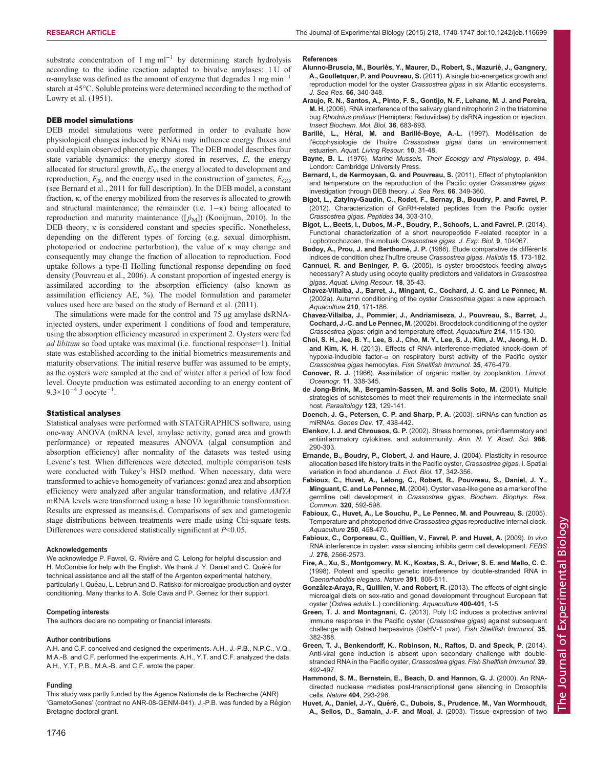substrate concentration of 1 mg ml$^{-1}$ by determining starch hydrolysis according to the iodine reaction adapted to bivalve amylases: 1 U of α-amylase was defined as the amount of enzyme that degrades 1 mg min$^{-1}$ starch at 45°C. Soluble proteins were determined according to the method of Lowry et al. (1951).

### DEB model simulations

DEB model simulations were performed in order to evaluate how physiological changes induced by RNAi may influence energy fluxes and could explain observed phenotypic changes. The DEB model describes four state variable dynamics: the energy stored in reserves, $E$, the energy allocated for structural growth, $E_V$, the energy allocated to development and reproduction, $E_R$, and the energy used in the construction of gametes, $E_{GO}$ (see Bernard et al., 2011 for full description). In the DEB model, a constant fraction, κ, of the energy mobilized from the reserves is allocated to growth and structural maintenance, the remainder (i.e. 1−κ) being allocated to reproduction and maturity maintenance ($[\dot{p}_M]$) (Kooijman, 2010). In the DEB theory, κ is considered constant and species specific. Nonetheless, depending on the different types of forcing (e.g. sexual dimorphism, photoperiod or endocrine perturbation), the value of κ may change and consequently may change the fraction of allocation to reproduction. Food uptake follows a type-II Holling functional response depending on food density (Pouvreau et al., 2006). A constant proportion of ingested energy is assimilated according to the absorption efficiency (also known as assimilation efficiency AE, %). The model formulation and parameter values used here are based on the study of Bernard et al. (2011).

The simulations were made for the control and 75 µg amylase dsRNA-injected oysters, under experiment 1 conditions of food and temperature, using the absorption efficiency measured in experiment 2. Oysters were fed *ad libitum* so food uptake was maximal (i.e. functional response=1). Initial state was established according to the initial biometrics measurements and maturity observations. The initial reserve buffer was assumed to be empty, as the oysters were sampled at the end of winter after a period of low food level. Oocyte production was estimated according to an energy content of $9.3\times10^{-4}$ J oocyte$^{-1}$.

### Statistical analyses

Statistical analyses were performed with STATGRAPHICS software, using one-way ANOVA (mRNA level, amylase activity, gonad area and growth performance) or repeated measures ANOVA (algal consumption and absorption efficiency) after normality of the datasets was tested using Levene's test. When differences were detected, multiple comparison tests were conducted with Tukey's HSD method. When necessary, data were transformed to achieve homogeneity of variances: gonad area and absorption efficiency were analyzed after angular transformation, and relative *AMYA* mRNA levels were transformed using a base 10 logarithmic transformation. Results are expressed as means±s.d. Comparisons of sex and gametogenic stage distributions between treatments were made using Chi-square tests. Differences were considered statistically significant at $P<0.05$.

#### Acknowledgements

We acknowledge P. Favrel, G. Rivière and C. Lelong for helpful discussion and H. McCombie for help with the English. We thank J. Y. Daniel and C. Quéré for technical assistance and all the staff of the Argenton experimental hatchery, particularly I. Quéau, L. Lebrun and D. Ratiskol for microalgae production and oyster conditioning. Many thanks to A. Sole Cava and P. Gernez for their support.

#### Competing interests

The authors declare no competing or financial interests.

#### Author contributions

A.H. and C.F. conceived and designed the experiments. A.H., J.-P.B., N.P.C., V.Q., M.A.-B. and C.F. performed the experiments. A.H., Y.T. and C.F. analyzed the data. A.H., Y.T., P.B., M.A.-B. and C.F. wrote the paper.

#### Funding

This study was partly funded by the Agence Nationale de la Recherche (ANR) 'GametoGenes' (contract no ANR-08-GENM-041). J.-P.B. was funded by a Région Bretagne doctoral grant.

#### References

**Alunno-Bruscia, M., Bourlès, Y., Maurer, D., Robert, S., Mazurié, J., Gangnery, A., Goulletquer, P. and Pouvreau, S.** (2011). A single bio-energetics growth and reproduction model for the oyster *Crassostrea gigas* in six Atlantic ecosystems. *J. Sea Res.* **66**, 340-348.

**Araujo, R. N., Santos, A., Pinto, F. S., Gontijo, N. F., Lehane, M. J. and Pereira, M. H.** (2006). RNA interference of the salivary gland nitrophorin 2 in the triatomine bug *Rhodnius prolixus* (Hemiptera: Reduviidae) by dsRNA ingestion or injection. *Insect Biochem. Mol. Biol.* **36**, 683-693.

**Barillé, L., Héral, M. and Barillé-Boye, A.-L.** (1997). Modélisation de l'écophysiologie de l'huître *Crassostrea gigas* dans un environnement estuarien. *Aquat. Living Resour.* **10**, 31-48.

**Bayne, B. L.** (1976). *Marine Mussels, Their Ecology and Physiology*, p. 494. London: Cambridge University Press.

**Bernard, I., de Kermoysan, G. and Pouvreau, S.** (2011). Effect of phytoplankton and temperature on the reproduction of the Pacific oyster *Crassostrea gigas*: investigation through DEB theory. *J. Sea Res.* **66**, 349-360.

**Bigot, L., Zatylny-Gaudin, C., Rodet, F., Bernay, B., Boudry, P. and Favrel, P.** (2012). Characterization of GnRH-related peptides from the Pacific oyster *Crassostrea gigas*. *Peptides* **34**, 303-310.

**Bigot, L., Beets, I., Dubos, M.-P., Boudry, P., Schoofs, L. and Favrel, P.** (2014). Functional characterization of a short neuropeptide F-related receptor in a Lophotrochozoan, the mollusk *Crassostrea gigas*. *J. Exp. Biol.* **9**, 104067.

**Bodoy, A., Prou, J. and Berthomé, J. P.** (1986). Etude comparative de différents indices de condition chez l'huître creuse *Crassostrea gigas*. *Haliotis* **15**, 173-182.

**Cannuel, R. and Beninger, P. G.** (2005). Is oyster broodstock feeding always necessary? A study using oocyte quality predictors and validators in *Crassostrea gigas*. *Aquat. Living Resour.* **18**, 35-43.

**Chavez-Villalba, J., Barret, J., Mingant, C., Cochard, J. C. and Le Pennec, M.** (2002a). Autumn conditioning of the oyster *Crassostrea gigas*: a new approach. *Aquaculture* **210**, 171-186.

**Chavez-Villalba, J., Pommier, J., Andriamiseza, J., Pouvreau, S., Barret, J., Cochard, J.-C. and Le Pennec, M.** (2002b). Broodstock conditioning of the oyster *Crassostrea gigas*: origin and temperature effect. *Aquaculture* **214**, 115-130.

**Choi, S. H., Jee, B. Y., Lee, S. J., Cho, M. Y., Lee, S. J., Kim, J. W., Jeong, H. D. and Kim, K. H.** (2013). Effects of RNA interference-mediated knock-down of hypoxia-inducible factor-α on respiratory burst activity of the Pacific oyster *Crassostrea gigas* hemocytes. *Fish Shellfish Immunol.* **35**, 476-479.

**Conover, R. J.** (1966). Assimilation of organic matter by zooplankton. *Limnol. Oceanogr.* **11**, 338-345.

**de Jong-Brink, M., Bergamin-Sassen, M. and Solis Soto, M.** (2001). Multiple strategies of schistosomes to meet their requirements in the intermediate snail host. *Parasitology* **123**, 129-141.

**Doench, J. G., Petersen, C. P. and Sharp, P. A.** (2003). siRNAs can function as miRNAs. *Genes Dev.* **17**, 438-442.

**Elenkov, I. J. and Chrousos, G. P.** (2002). Stress hormones, proinflammatory and antiinflammatory cytokines, and autoimmunity. *Ann. N. Y. Acad. Sci.* **966**, 290-303.

**Ernande, B., Boudry, P., Clobert, J. and Haure, J.** (2004). Plasticity in resource allocation based life history traits in the Pacific oyster, *Crassostrea gigas*. I. Spatial variation in food abundance. *J. Evol. Biol.* **17**, 342-356.

**Fabioux, C., Huvet, A., Lelong, C., Robert, R., Pouvreau, S., Daniel, J. Y., Minguant, C. and Le Pennec, M.** (2004). Oyster vasa-like gene as a marker of the germline cell development in *Crassostrea gigas*. *Biochem. Biophys. Res. Commun.* **320**, 592-598.

**Fabioux, C., Huvet, A., Le Souchu, P., Le Pennec, M. and Pouvreau, S.** (2005). Temperature and photoperiod drive *Crassostrea gigas* reproductive internal clock. *Aquaculture* **250**, 458-470.

**Fabioux, C., Corporeau, C., Quillien, V., Favrel, P. and Huvet, A.** (2009). *In vivo* RNA interference in oyster: *vasa* silencing inhibits germ cell development. *FEBS J.* **276**, 2566-2573.

**Fire, A., Xu, S., Montgomery, M. K., Kostas, S. A., Driver, S. E. and Mello, C. C.** (1998). Potent and specific genetic interference by double-stranded RNA in *Caenorhabditis elegans*. *Nature* **391**, 806-811.

**González-Araya, R., Quillien, V. and Robert, R.** (2013). The effects of eight single microalgal diets on sex-ratio and gonad development throughout European flat oyster (*Ostrea edulis* L.) conditioning. *Aquaculture* **400-401**, 1-5.

**Green, T. J. and Montagnani, C.** (2013). Poly I:C induces a protective antiviral immune response in the Pacific oyster (*Crassostrea gigas*) against subsequent challenge with Ostreid herpesvirus (OsHV-1 µvar). *Fish Shellfish Immunol.* **35**, 382-388.

**Green, T. J., Benkendorff, K., Robinson, N., Raftos, D. and Speck, P.** (2014). Anti-viral gene induction is absent upon secondary challenge with double-stranded RNA in the Pacific oyster, *Crassostrea gigas*. *Fish Shellfish Immunol.* **39**, 492-497.

**Hammond, S. M., Bernstein, E., Beach, D. and Hannon, G. J.** (2000). An RNA-directed nuclease mediates post-transcriptional gene silencing in Drosophila cells. *Nature* **404**, 293-296.

**Huvet, A., Daniel, J.-Y., Quéré, C., Dubois, S., Prudence, M., Van Wormhoudt, A., Sellos, D., Samain, J.-F. and Moal, J.** (2003). Tissue expression of two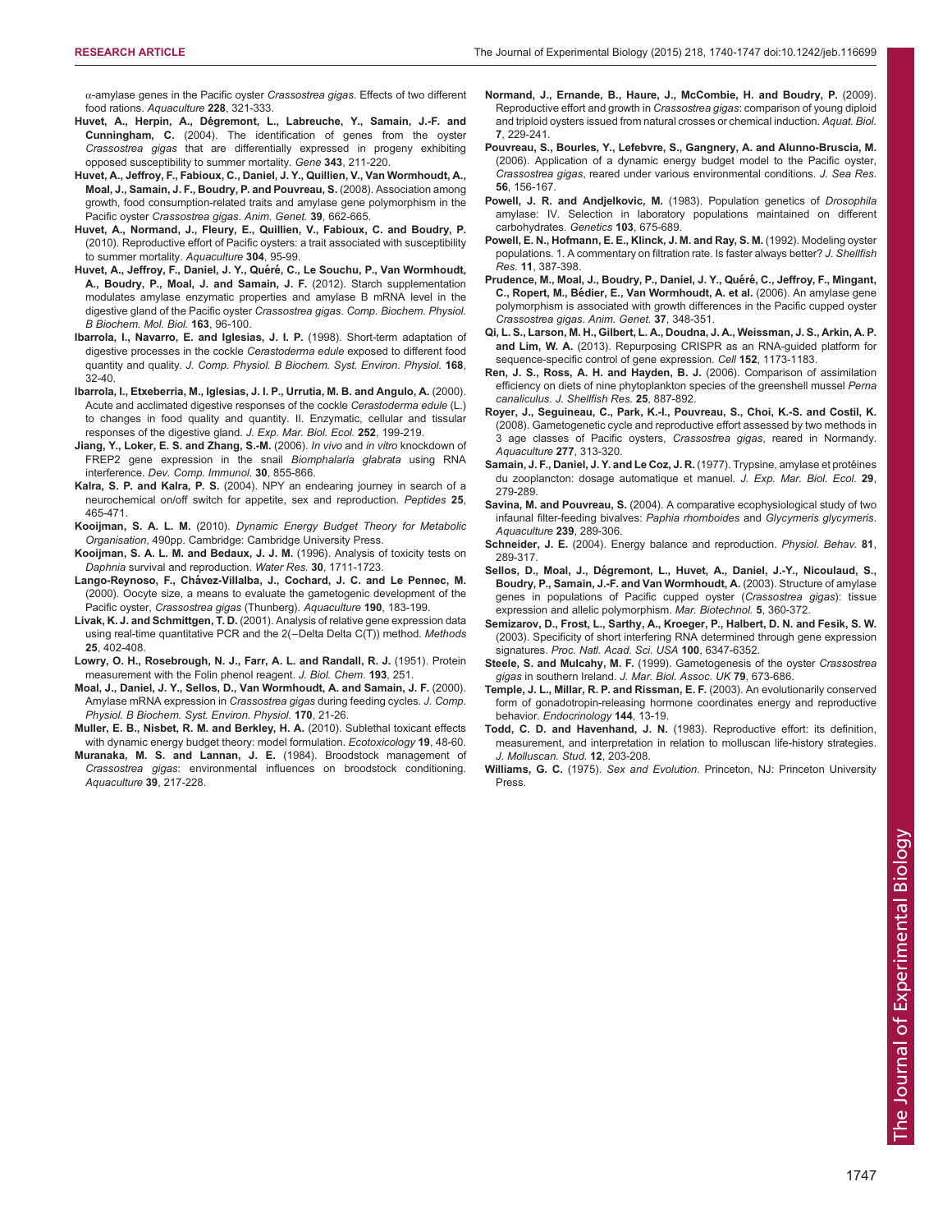α-amylase genes in the Pacific oyster *Crassostrea gigas*. Effects of two different food rations. *Aquaculture* **228**, 321-333.

**Huvet, A., Herpin, A., Dégremont, L., Labreuche, Y., Samain, J.-F. and Cunningham, C.** (2004). The identification of genes from the oyster *Crassostrea gigas* that are differentially expressed in progeny exhibiting opposed susceptibility to summer mortality. *Gene* **343**, 211-220.

**Huvet, A., Jeffroy, F., Fabioux, C., Daniel, J. Y., Quillien, V., Van Wormhoudt, A., Moal, J., Samain, J. F., Boudry, P. and Pouvreau, S.** (2008). Association among growth, food consumption-related traits and amylase gene polymorphism in the Pacific oyster *Crassostrea gigas*. *Anim. Genet.* **39**, 662-665.

**Huvet, A., Normand, J., Fleury, E., Quillien, V., Fabioux, C. and Boudry, P.** (2010). Reproductive effort of Pacific oysters: a trait associated with susceptibility to summer mortality. *Aquaculture* **304**, 95-99.

**Huvet, A., Jeffroy, F., Daniel, J. Y., Quéré, C., Le Souchu, P., Van Wormhoudt, A., Boudry, P., Moal, J. and Samain, J. F.** (2012). Starch supplementation modulates amylase enzymatic properties and amylase B mRNA level in the digestive gland of the Pacific oyster *Crassostrea gigas*. *Comp. Biochem. Physiol. B Biochem. Mol. Biol.* **163**, 96-100.

**Ibarrola, I., Navarro, E. and Iglesias, J. I. P.** (1998). Short-term adaptation of digestive processes in the cockle *Cerastoderma edule* exposed to different food quantity and quality. *J. Comp. Physiol. B Biochem. Syst. Environ. Physiol.* **168**, 32-40.

**Ibarrola, I., Etxeberria, M., Iglesias, J. I. P., Urrutia, M. B. and Angulo, A.** (2000). Acute and acclimated digestive responses of the cockle *Cerastoderma edule* (L.) to changes in food quality and quantity. II. Enzymatic, cellular and tissular responses of the digestive gland. *J. Exp. Mar. Biol. Ecol.* **252**, 199-219.

**Jiang, Y., Loker, E. S. and Zhang, S.-M.** (2006). *In vivo* and *in vitro* knockdown of FREP2 gene expression in the snail *Biomphalaria glabrata* using RNA interference. *Dev. Comp. Immunol.* **30**, 855-866.

**Kalra, S. P. and Kalra, P. S.** (2004). NPY an endearing journey in search of a neurochemical on/off switch for appetite, sex and reproduction. *Peptides* **25**, 465-471.

**Kooijman, S. A. L. M.** (2010). *Dynamic Energy Budget Theory for Metabolic Organisation*, 490pp. Cambridge: Cambridge University Press.

**Kooijman, S. A. L. M. and Bedaux, J. J. M.** (1996). Analysis of toxicity tests on *Daphnia* survival and reproduction. *Water Res.* **30**, 1711-1723.

**Lango-Reynoso, F., Chávez-Villalba, J., Cochard, J. C. and Le Pennec, M.** (2000). Oocyte size, a means to evaluate the gametogenic development of the Pacific oyster, *Crassostrea gigas* (Thunberg). *Aquaculture* **190**, 183-199.

**Livak, K. J. and Schmittgen, T. D.** (2001). Analysis of relative gene expression data using real-time quantitative PCR and the 2(−Delta Delta C(T)) method. *Methods* **25**, 402-408.

**Lowry, O. H., Rosebrough, N. J., Farr, A. L. and Randall, R. J.** (1951). Protein measurement with the Folin phenol reagent. *J. Biol. Chem.* **193**, 251.

**Moal, J., Daniel, J. Y., Sellos, D., Van Wormhoudt, A. and Samain, J. F.** (2000). Amylase mRNA expression in *Crassostrea gigas* during feeding cycles. *J. Comp. Physiol. B Biochem. Syst. Environ. Physiol.* **170**, 21-26.

**Muller, E. B., Nisbet, R. M. and Berkley, H. A.** (2010). Sublethal toxicant effects with dynamic energy budget theory: model formulation. *Ecotoxicology* **19**, 48-60.

**Muranaka, M. S. and Lannan, J. E.** (1984). Broodstock management of *Crassostrea gigas*: environmental influences on broodstock conditioning. *Aquaculture* **39**, 217-228.

**Normand, J., Ernande, B., Haure, J., McCombie, H. and Boudry, P.** (2009). Reproductive effort and growth in *Crassostrea gigas*: comparison of young diploid and triploid oysters issued from natural crosses or chemical induction. *Aquat. Biol.* **7**, 229-241.

**Pouvreau, S., Bourles, Y., Lefebvre, S., Gangnery, A. and Alunno-Bruscia, M.** (2006). Application of a dynamic energy budget model to the Pacific oyster, *Crassostrea gigas*, reared under various environmental conditions. *J. Sea Res.* **56**, 156-167.

**Powell, J. R. and Andjelkovic, M.** (1983). Population genetics of *Drosophila* amylase: IV. Selection in laboratory populations maintained on different carbohydrates. *Genetics* **103**, 675-689.

**Powell, E. N., Hofmann, E. E., Klinck, J. M. and Ray, S. M.** (1992). Modeling oyster populations. 1. A commentary on filtration rate. Is faster always better? *J. Shellfish Res.* **11**, 387-398.

**Prudence, M., Moal, J., Boudry, P., Daniel, J. Y., Quéré, C., Jeffroy, F., Mingant, C., Ropert, M., Bédier, E., Van Wormhoudt, A. et al.** (2006). An amylase gene polymorphism is associated with growth differences in the Pacific cupped oyster *Crassostrea gigas*. *Anim. Genet.* **37**, 348-351.

**Qi, L. S., Larson, M. H., Gilbert, L. A., Doudna, J. A., Weissman, J. S., Arkin, A. P. and Lim, W. A.** (2013). Repurposing CRISPR as an RNA-guided platform for sequence-specific control of gene expression. *Cell* **152**, 1173-1183.

**Ren, J. S., Ross, A. H. and Hayden, B. J.** (2006). Comparison of assimilation efficiency on diets of nine phytoplankton species of the greenshell mussel *Perna canaliculus*. *J. Shellfish Res.* **25**, 887-892.

**Royer, J., Seguineau, C., Park, K.-I., Pouvreau, S., Choi, K.-S. and Costil, K.** (2008). Gametogenetic cycle and reproductive effort assessed by two methods in 3 age classes of Pacific oysters, *Crassostrea gigas*, reared in Normandy. *Aquaculture* **277**, 313-320.

**Samain, J. F., Daniel, J. Y. and Le Coz, J. R.** (1977). Trypsine, amylase et protéines du zooplancton: dosage automatique et manuel. *J. Exp. Mar. Biol. Ecol.* **29**, 279-289.

**Savina, M. and Pouvreau, S.** (2004). A comparative ecophysiological study of two infaunal filter-feeding bivalves: *Paphia rhomboides* and *Glycymeris glycymeris*. *Aquaculture* **239**, 289-306.

**Schneider, J. E.** (2004). Energy balance and reproduction. *Physiol. Behav.* **81**, 289-317.

**Sellos, D., Moal, J., Dégremont, L., Huvet, A., Daniel, J.-Y., Nicoulaud, S., Boudry, P., Samain, J.-F. and Van Wormhoudt, A.** (2003). Structure of amylase genes in populations of Pacific cupped oyster (*Crassostrea gigas*): tissue expression and allelic polymorphism. *Mar. Biotechnol.* **5**, 360-372.

**Semizarov, D., Frost, L., Sarthy, A., Kroeger, P., Halbert, D. N. and Fesik, S. W.** (2003). Specificity of short interfering RNA determined through gene expression signatures. *Proc. Natl. Acad. Sci. USA* **100**, 6347-6352.

**Steele, S. and Mulcahy, M. F.** (1999). Gametogenesis of the oyster *Crassostrea gigas* in southern Ireland. *J. Mar. Biol. Assoc. UK* **79**, 673-686.

**Temple, J. L., Millar, R. P. and Rissman, E. F.** (2003). An evolutionarily conserved form of gonadotropin-releasing hormone coordinates energy and reproductive behavior. *Endocrinology* **144**, 13-19.

**Todd, C. D. and Havenhand, J. N.** (1983). Reproductive effort: its definition, measurement, and interpretation in relation to molluscan life-history strategies. *J. Molluscan. Stud.* **12**, 203-208.

**Williams, G. C.** (1975). *Sex and Evolution*. Princeton, NJ: Princeton University Press.